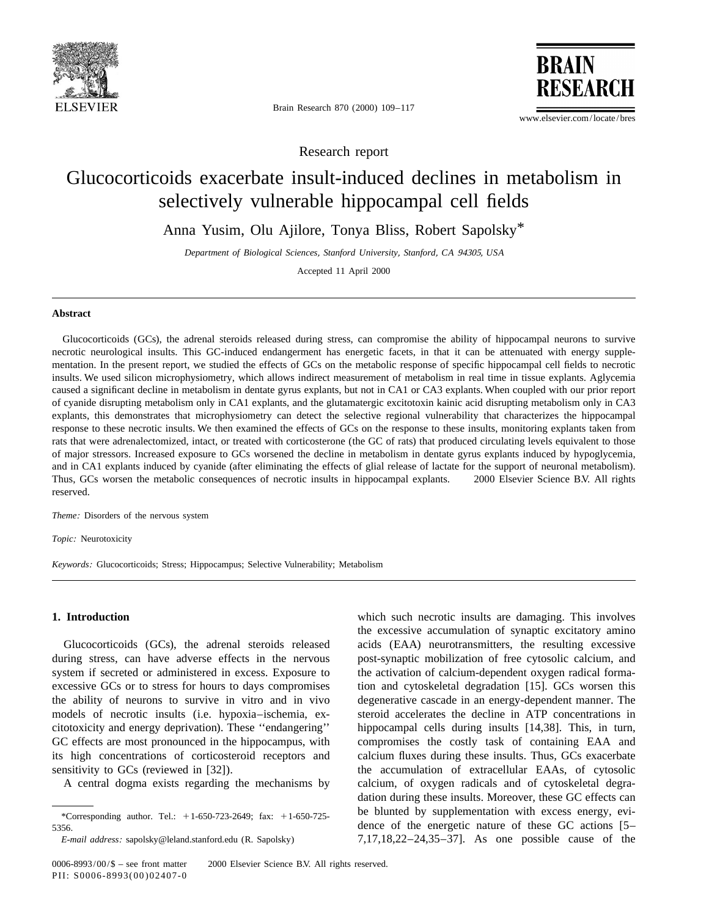Research report

# Glucocorticoids exacerbate insult-induced declines in metabolism in selectively vulnerable hippocampal cell fields

Anna Yusim, Olu Ajilore, Tonya Bliss, Robert Sapolsky*

*Department of Biological Sciences, Stanford University, Stanford, CA 94305, USA*

Accepted 11 April 2000

## Abstract

Glucocorticoids (GCs), the adrenal steroids released during stress, can compromise the ability of hippocampal neurons to survive necrotic neurological insults. This GC-induced endangerment has energetic facets, in that it can be attenuated with energy supplementation. In the present report, we studied the effects of GCs on the metabolic response of specific hippocampal cell fields to necrotic insults. We used silicon microphysiometry, which allows indirect measurement of metabolism in real time in tissue explants. Aglycemia caused a significant decline in metabolism in dentate gyrus explants, but not in CA1 or CA3 explants. When coupled with our prior report of cyanide disrupting metabolism only in CA1 explants, and the glutamatergic excitotoxin kainic acid disrupting metabolism only in CA3 explants, this demonstrates that microphysiometry can detect the selective regional vulnerability that characterizes the hippocampal response to these necrotic insults. We then examined the effects of GCs on the response to these insults, monitoring explants taken from rats that were adrenalectomized, intact, or treated with corticosterone (the GC of rats) that produced circulating levels equivalent to those of major stressors. Increased exposure to GCs worsened the decline in metabolism in dentate gyrus explants induced by hypoglycemia, and in CA1 explants induced by cyanide (after eliminating the effects of glial release of lactate for the support of neuronal metabolism). Thus, GCs worsen the metabolic consequences of necrotic insults in hippocampal explants. © 2000 Elsevier Science B.V. All rights reserved.

*Theme:* Disorders of the nervous system

*Topic:* Neurotoxicity

*Keywords:* Glucocorticoids; Stress; Hippocampus; Selective Vulnerability; Metabolism

## 1. Introduction

Glucocorticoids (GCs), the adrenal steroids released during stress, can have adverse effects in the nervous system if secreted or administered in excess. Exposure to excessive GCs or to stress for hours to days compromises the ability of neurons to survive in vitro and in vivo models of necrotic insults (i.e. hypoxia–ischemia, excitotoxicity and energy deprivation). These ''endangering'' GC effects are most pronounced in the hippocampus, with its high concentrations of corticosteroid receptors and sensitivity to GCs (reviewed in [32]).

A central dogma exists regarding the mechanisms by which such necrotic insults are damaging. This involves the excessive accumulation of synaptic excitatory amino acids (EAA) neurotransmitters, the resulting excessive post-synaptic mobilization of free cytosolic calcium, and the activation of calcium-dependent oxygen radical formation and cytoskeletal degradation [15]. GCs worsen this degenerative cascade in an energy-dependent manner. The steroid accelerates the decline in ATP concentrations in hippocampal cells during insults [14,38]. This, in turn, compromises the costly task of containing EAA and calcium fluxes during these insults. Thus, GCs exacerbate the accumulation of extracellular EAAs, of cytosolic calcium, of oxygen radicals and of cytoskeletal degradation during these insults. Moreover, these GC effects can be blunted by supplementation with excess energy, evidence of the energetic nature of these GC actions [5–7,17,18,22–24,35–37]. As one possible cause of the

*Corresponding author. Tel.: +1-650-723-2649; fax: +1-650-725-5356.

*E-mail address:* sapolsky@leland.stanford.edu (R. Sapolsky)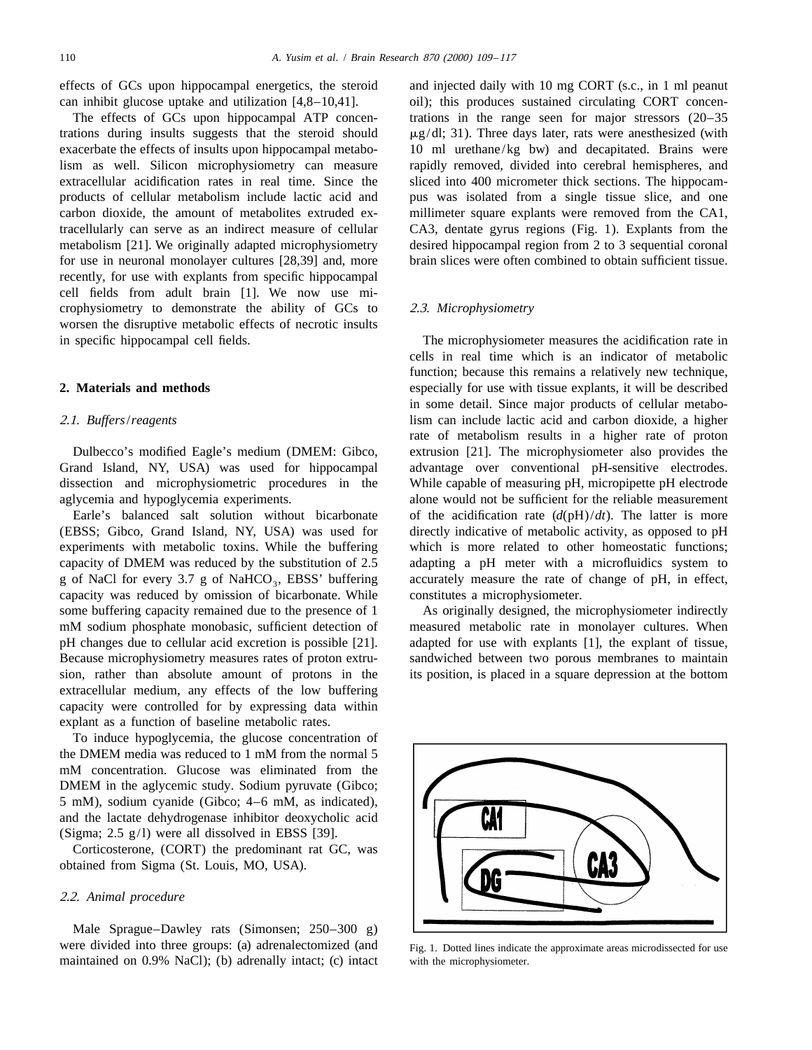effects of GCs upon hippocampal energetics, the steroid can inhibit glucose uptake and utilization [4,8–10,41].

The effects of GCs upon hippocampal ATP concentrations during insults suggests that the steroid should exacerbate the effects of insults upon hippocampal metabolism as well. Silicon microphysiometry can measure extracellular acidification rates in real time. Since the products of cellular metabolism include lactic acid and carbon dioxide, the amount of metabolites extruded extracellularly can serve as an indirect measure of cellular metabolism [21]. We originally adapted microphysiometry for use in neuronal monolayer cultures [28,39] and, more recently, for use with explants from specific hippocampal cell fields from adult brain [1]. We now use microphysiometry to demonstrate the ability of GCs to worsen the disruptive metabolic effects of necrotic insults in specific hippocampal cell fields.

## 2. Materials and methods

### *2.1. Buffers/reagents*

Dulbecco's modified Eagle's medium (DMEM: Gibco, Grand Island, NY, USA) was used for hippocampal dissection and microphysiometric procedures in the aglycemia and hypoglycemia experiments.

Earle's balanced salt solution without bicarbonate (EBSS; Gibco, Grand Island, NY, USA) was used for experiments with metabolic toxins. While the buffering capacity of DMEM was reduced by the substitution of 2.5 g of NaCl for every 3.7 g of $NaHCO_3$, EBSS' buffering capacity was reduced by omission of bicarbonate. While some buffering capacity remained due to the presence of 1 mM sodium phosphate monobasic, sufficient detection of pH changes due to cellular acid excretion is possible [21]. Because microphysiometry measures rates of proton extrusion, rather than absolute amount of protons in the extracellular medium, any effects of the low buffering capacity were controlled for by expressing data within explant as a function of baseline metabolic rates.

To induce hypoglycemia, the glucose concentration of the DMEM media was reduced to 1 mM from the normal 5 mM concentration. Glucose was eliminated from the DMEM in the aglycemic study. Sodium pyruvate (Gibco; 5 mM), sodium cyanide (Gibco; 4–6 mM, as indicated), and the lactate dehydrogenase inhibitor deoxycholic acid (Sigma; 2.5 g/l) were all dissolved in EBSS [39].

Corticosterone, (CORT) the predominant rat GC, was obtained from Sigma (St. Louis, MO, USA).

### *2.2. Animal procedure*

Male Sprague–Dawley rats (Simonsen; 250–300 g) were divided into three groups: (a) adrenalectomized (and maintained on 0.9% NaCl); (b) adrenally intact; (c) intact and injected daily with 10 mg CORT (s.c., in 1 ml peanut oil); this produces sustained circulating CORT concentrations in the range seen for major stressors (20–35 μg/dl; 31). Three days later, rats were anesthesized (with 10 ml urethane/kg bw) and decapitated. Brains were rapidly removed, divided into cerebral hemispheres, and sliced into 400 micrometer thick sections. The hippocampus was isolated from a single tissue slice, and one millimeter square explants were removed from the CA1, CA3, dentate gyrus regions (Fig. 1). Explants from the desired hippocampal region from 2 to 3 sequential coronal brain slices were often combined to obtain sufficient tissue.

### *2.3. Microphysiometry*

The microphysiometer measures the acidification rate in cells in real time which is an indicator of metabolic function; because this remains a relatively new technique, especially for use with tissue explants, it will be described in some detail. Since major products of cellular metabolism can include lactic acid and carbon dioxide, a higher rate of metabolism results in a higher rate of proton extrusion [21]. The microphysiometer also provides the advantage over conventional pH-sensitive electrodes. While capable of measuring pH, micropipette pH electrode alone would not be sufficient for the reliable measurement of the acidification rate ($d(\text{pH})/dt$). The latter is more directly indicative of metabolic activity, as opposed to pH which is more related to other homeostatic functions; adapting a pH meter with a microfluidics system to accurately measure the rate of change of pH, in effect, constitutes a microphysiometer.

As originally designed, the microphysiometer indirectly measured metabolic rate in monolayer cultures. When adapted for use with explants [1], the explant of tissue, sandwiched between two porous membranes to maintain its position, is placed in a square depression at the bottom

Fig. 1. Dotted lines indicate the approximate areas microdissected for use with the microphysiometer.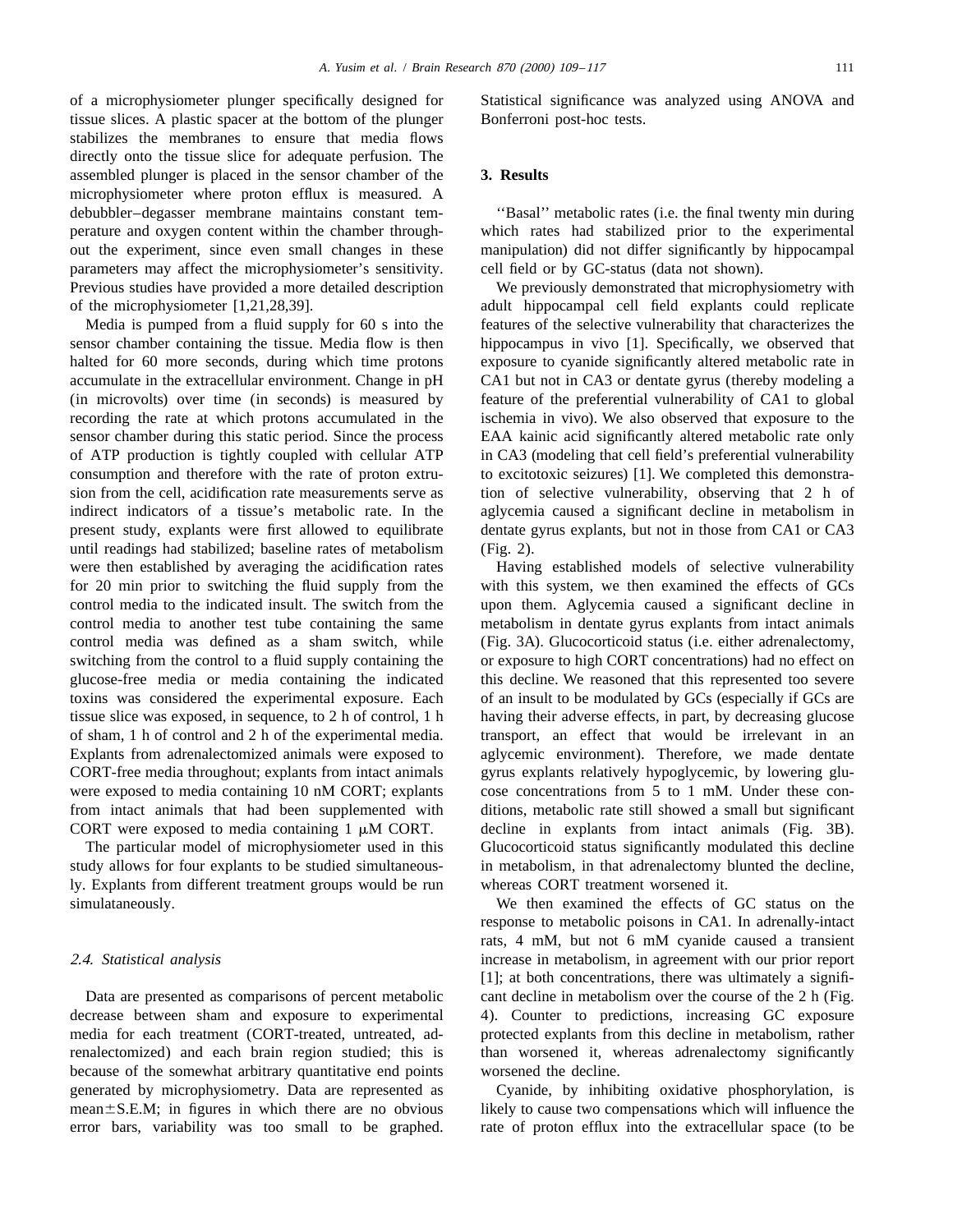of a microphysiometer plunger specifically designed for tissue slices. A plastic spacer at the bottom of the plunger stabilizes the membranes to ensure that media flows directly onto the tissue slice for adequate perfusion. The assembled plunger is placed in the sensor chamber of the microphysiometer where proton efflux is measured. A debubbler–degasser membrane maintains constant temperature and oxygen content within the chamber throughout the experiment, since even small changes in these parameters may affect the microphysiometer's sensitivity. Previous studies have provided a more detailed description of the microphysiometer [1,21,28,39].

Media is pumped from a fluid supply for 60 s into the sensor chamber containing the tissue. Media flow is then halted for 60 more seconds, during which time protons accumulate in the extracellular environment. Change in pH (in microvolts) over time (in seconds) is measured by recording the rate at which protons accumulated in the sensor chamber during this static period. Since the process of ATP production is tightly coupled with cellular ATP consumption and therefore with the rate of proton extrusion from the cell, acidification rate measurements serve as indirect indicators of a tissue's metabolic rate. In the present study, explants were first allowed to equilibrate until readings had stabilized; baseline rates of metabolism were then established by averaging the acidification rates for 20 min prior to switching the fluid supply from the control media to the indicated insult. The switch from the control media to another test tube containing the same control media was defined as a sham switch, while switching from the control to a fluid supply containing the glucose-free media or media containing the indicated toxins was considered the experimental exposure. Each tissue slice was exposed, in sequence, to 2 h of control, 1 h of sham, 1 h of control and 2 h of the experimental media. Explants from adrenalectomized animals were exposed to CORT-free media throughout; explants from intact animals were exposed to media containing 10 nM CORT; explants from intact animals that had been supplemented with CORT were exposed to media containing 1 μM CORT.

The particular model of microphysiometer used in this study allows for four explants to be studied simultaneously. Explants from different treatment groups would be run simulataneously.

### 2.4. Statistical analysis

Data are presented as comparisons of percent metabolic decrease between sham and exposure to experimental media for each treatment (CORT-treated, untreated, adrenalectomized) and each brain region studied; this is because of the somewhat arbitrary quantitative end points generated by microphysiometry. Data are represented as mean±S.E.M; in figures in which there are no obvious error bars, variability was too small to be graphed. Statistical significance was analyzed using ANOVA and Bonferroni post-hoc tests.

## 3. Results

''Basal'' metabolic rates (i.e. the final twenty min during which rates had stabilized prior to the experimental manipulation) did not differ significantly by hippocampal cell field or by GC-status (data not shown).

We previously demonstrated that microphysiometry with adult hippocampal cell field explants could replicate features of the selective vulnerability that characterizes the hippocampus in vivo [1]. Specifically, we observed that exposure to cyanide significantly altered metabolic rate in CA1 but not in CA3 or dentate gyrus (thereby modeling a feature of the preferential vulnerability of CA1 to global ischemia in vivo). We also observed that exposure to the EAA kainic acid significantly altered metabolic rate only in CA3 (modeling that cell field's preferential vulnerability to excitotoxic seizures) [1]. We completed this demonstration of selective vulnerability, observing that 2 h of aglycemia caused a significant decline in metabolism in dentate gyrus explants, but not in those from CA1 or CA3 (Fig. 2).

Having established models of selective vulnerability with this system, we then examined the effects of GCs upon them. Aglycemia caused a significant decline in metabolism in dentate gyrus explants from intact animals (Fig. 3A). Glucocorticoid status (i.e. either adrenalectomy, or exposure to high CORT concentrations) had no effect on this decline. We reasoned that this represented too severe of an insult to be modulated by GCs (especially if GCs are having their adverse effects, in part, by decreasing glucose transport, an effect that would be irrelevant in an aglycemic environment). Therefore, we made dentate gyrus explants relatively hypoglycemic, by lowering glucose concentrations from 5 to 1 mM. Under these conditions, metabolic rate still showed a small but significant decline in explants from intact animals (Fig. 3B). Glucocorticoid status significantly modulated this decline in metabolism, in that adrenalectomy blunted the decline, whereas CORT treatment worsened it.

We then examined the effects of GC status on the response to metabolic poisons in CA1. In adrenally-intact rats, 4 mM, but not 6 mM cyanide caused a transient increase in metabolism, in agreement with our prior report [1]; at both concentrations, there was ultimately a significant decline in metabolism over the course of the 2 h (Fig. 4). Counter to predictions, increasing GC exposure protected explants from this decline in metabolism, rather than worsened it, whereas adrenalectomy significantly worsened the decline.

Cyanide, by inhibiting oxidative phosphorylation, is likely to cause two compensations which will influence the rate of proton efflux into the extracellular space (to be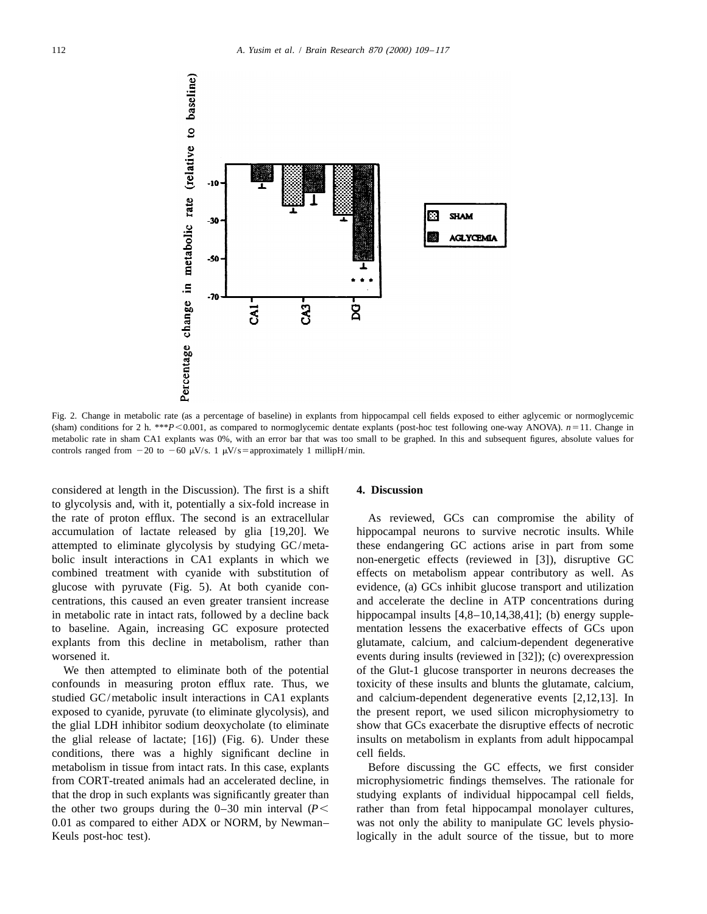Fig. 2. Change in metabolic rate (as a percentage of baseline) in explants from hippocampal cell fields exposed to either aglycemic or normoglycemic (sham) conditions for 2 h. ***$P<0.001$, as compared to normoglycemic dentate explants (post-hoc test following one-way ANOVA). $n=11$. Change in metabolic rate in sham CA1 explants was 0%, with an error bar that was too small to be graphed. In this and subsequent figures, absolute values for controls ranged from −20 to −60 μV/s. 1 μV/s = approximately 1 millipH/min.

considered at length in the Discussion). The first is a shift to glycolysis and, with it, potentially a six-fold increase in the rate of proton efflux. The second is an extracellular accumulation of lactate released by glia [19,20]. We attempted to eliminate glycolysis by studying GC/metabolic insult interactions in CA1 explants in which we combined treatment with cyanide with substitution of glucose with pyruvate (Fig. 5). At both cyanide concentrations, this caused an even greater transient increase in metabolic rate in intact rats, followed by a decline back to baseline. Again, increasing GC exposure protected explants from this decline in metabolism, rather than worsened it.

We then attempted to eliminate both of the potential confounds in measuring proton efflux rate. Thus, we studied GC/metabolic insult interactions in CA1 explants exposed to cyanide, pyruvate (to eliminate glycolysis), and the glial LDH inhibitor sodium deoxycholate (to eliminate the glial release of lactate; [16]) (Fig. 6). Under these conditions, there was a highly significant decline in metabolism in tissue from intact rats. In this case, explants from CORT-treated animals had an accelerated decline, in that the drop in such explants was significantly greater than the other two groups during the 0–30 min interval ($P<0.01$ as compared to either ADX or NORM, by Newman–Keuls post-hoc test).

## 4. Discussion

As reviewed, GCs can compromise the ability of hippocampal neurons to survive necrotic insults. While these endangering GC actions arise in part from some non-energetic effects (reviewed in [3]), disruptive GC effects on metabolism appear contributory as well. As evidence, (a) GCs inhibit glucose transport and utilization and accelerate the decline in ATP concentrations during hippocampal insults [4,8–10,14,38,41]; (b) energy supplementation lessens the exacerbative effects of GCs upon glutamate, calcium, and calcium-dependent degenerative events during insults (reviewed in [32]); (c) overexpression of the Glut-1 glucose transporter in neurons decreases the toxicity of these insults and blunts the glutamate, calcium, and calcium-dependent degenerative events [2,12,13]. In the present report, we used silicon microphysiometry to show that GCs exacerbate the disruptive effects of necrotic insults on metabolism in explants from adult hippocampal cell fields.

Before discussing the GC effects, we first consider microphysiometric findings themselves. The rationale for studying explants of individual hippocampal cell fields, rather than from fetal hippocampal monolayer cultures, was not only the ability to manipulate GC levels physiologically in the adult source of the tissue, but to more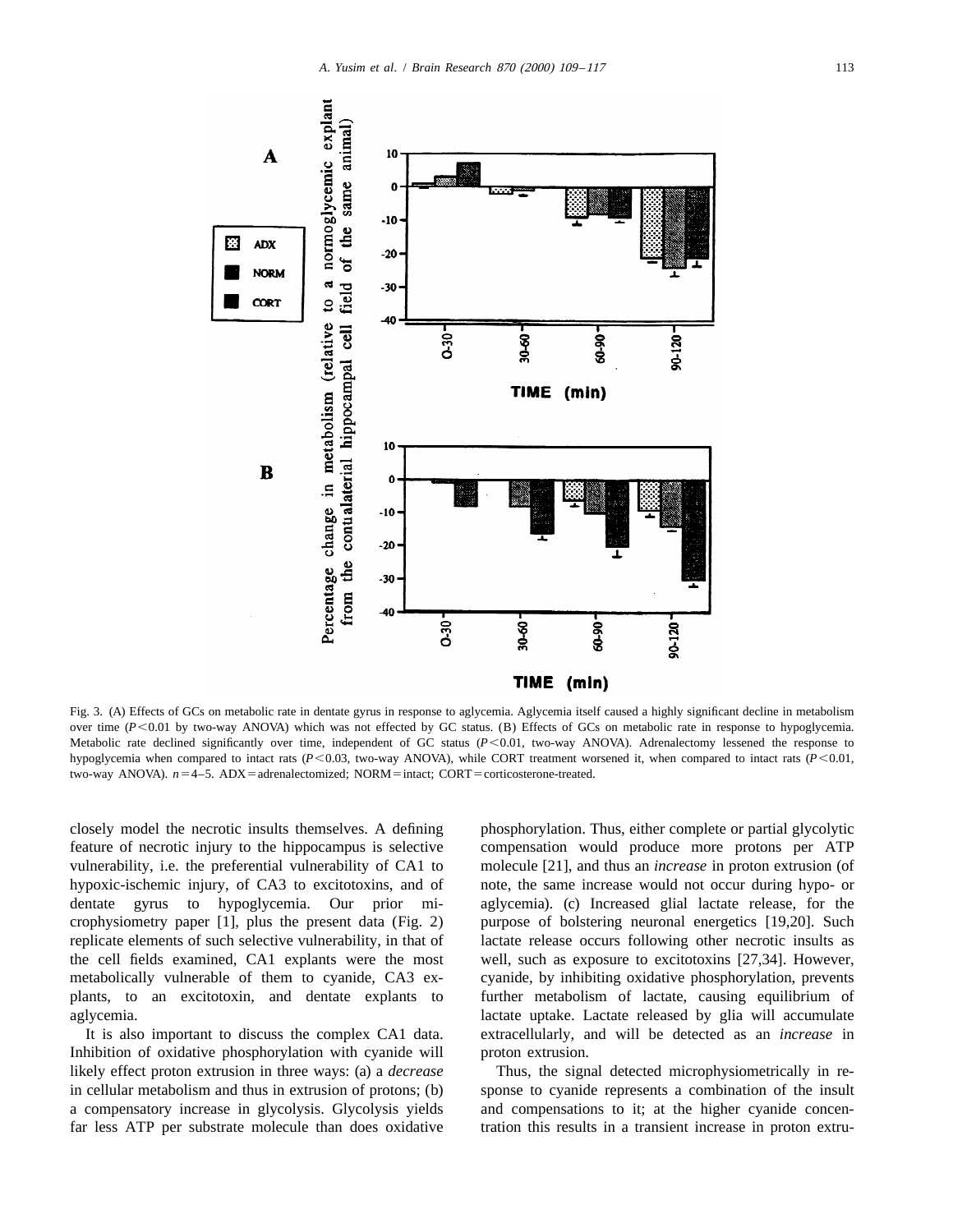Fig. 3. (A) Effects of GCs on metabolic rate in dentate gyrus in response to aglycemia. Aglycemia itself caused a highly significant decline in metabolism over time ($P<0.01$ by two-way ANOVA) which was not effected by GC status. (B) Effects of GCs on metabolic rate in response to hypoglycemia. Metabolic rate declined significantly over time, independent of GC status ($P<0.01$, two-way ANOVA). Adrenalectomy lessened the response to hypoglycemia when compared to intact rats ($P<0.03$, two-way ANOVA), while CORT treatment worsened it, when compared to intact rats ($P<0.01$, two-way ANOVA). $n=4$–5. ADX = adrenalectomized; NORM = intact; CORT = corticosterone-treated.

closely model the necrotic insults themselves. A defining feature of necrotic injury to the hippocampus is selective vulnerability, i.e. the preferential vulnerability of CA1 to hypoxic-ischemic injury, of CA3 to excitotoxins, and of dentate gyrus to hypoglycemia. Our prior microphysiometry paper [1], plus the present data (Fig. 2) replicate elements of such selective vulnerability, in that of the cell fields examined, CA1 explants were the most metabolically vulnerable of them to cyanide, CA3 explants, to an excitotoxin, and dentate explants to aglycemia.

It is also important to discuss the complex CA1 data. Inhibition of oxidative phosphorylation with cyanide will likely effect proton extrusion in three ways: (a) a *decrease* in cellular metabolism and thus in extrusion of protons; (b) a compensatory increase in glycolysis. Glycolysis yields far less ATP per substrate molecule than does oxidative phosphorylation. Thus, either complete or partial glycolytic compensation would produce more protons per ATP molecule [21], and thus an *increase* in proton extrusion (of note, the same increase would not occur during hypo- or aglycemia). (c) Increased glial lactate release, for the purpose of bolstering neuronal energetics [19,20]. Such lactate release occurs following other necrotic insults as well, such as exposure to excitotoxins [27,34]. However, cyanide, by inhibiting oxidative phosphorylation, prevents further metabolism of lactate, causing equilibrium of lactate uptake. Lactate released by glia will accumulate extracellularly, and will be detected as an *increase* in proton extrusion.

Thus, the signal detected microphysiometrically in response to cyanide represents a combination of the insult and compensations to it; at the higher cyanide concentration this results in a transient increase in proton extru-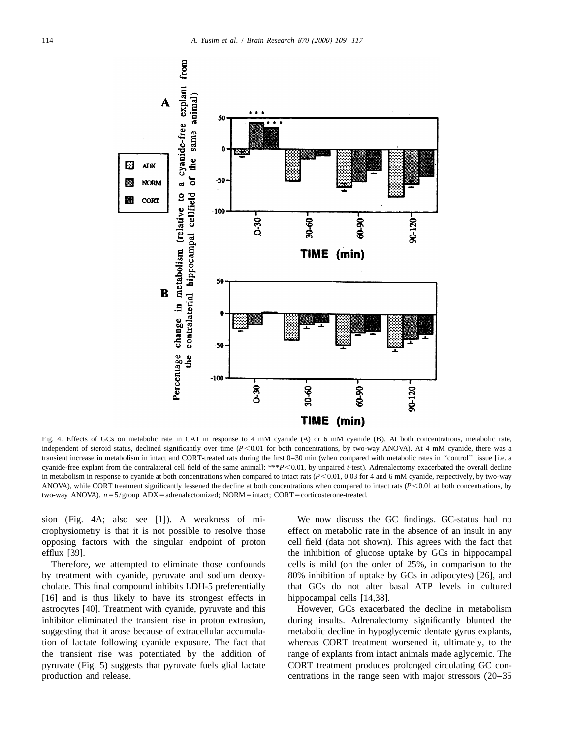Fig. 4. Effects of GCs on metabolic rate in CA1 in response to 4 mM cyanide (A) or 6 mM cyanide (B). At both concentrations, metabolic rate, independent of steroid status, declined significantly over time ($P<0.01$ for both concentrations, by two-way ANOVA). At 4 mM cyanide, there was a transient increase in metabolism in intact and CORT-treated rats during the first 0–30 min (when compared with metabolic rates in ''control'' tissue [i.e. a cyanide-free explant from the contralateral cell field of the same animal]; $***P<0.01$, by unpaired *t*-test). Adrenalectomy exacerbated the overall decline in metabolism in response to cyanide at both concentrations when compared to intact rats ($P<0.01$, 0.03 for 4 and 6 mM cyanide, respectively, by two-way ANOVA), while CORT treatment significantly lessened the decline at both concentrations when compared to intact rats ($P<0.01$ at both concentrations, by two-way ANOVA). $n=5$/group ADX=adrenalectomized; NORM=intact; CORT=corticosterone-treated.

sion (Fig. 4A; also see [1]). A weakness of microphysiometry is that it is not possible to resolve those opposing factors with the singular endpoint of proton efflux [39].

Therefore, we attempted to eliminate those confounds by treatment with cyanide, pyruvate and sodium deoxycholate. This final compound inhibits LDH-5 preferentially [16] and is thus likely to have its strongest effects in astrocytes [40]. Treatment with cyanide, pyruvate and this inhibitor eliminated the transient rise in proton extrusion, suggesting that it arose because of extracellular accumulation of lactate following cyanide exposure. The fact that the transient rise was potentiated by the addition of pyruvate (Fig. 5) suggests that pyruvate fuels glial lactate production and release.

We now discuss the GC findings. GC-status had no effect on metabolic rate in the absence of an insult in any cell field (data not shown). This agrees with the fact that the inhibition of glucose uptake by GCs in hippocampal cells is mild (on the order of 25%, in comparison to the 80% inhibition of uptake by GCs in adipocytes) [26], and that GCs do not alter basal ATP levels in cultured hippocampal cells [14,38].

However, GCs exacerbated the decline in metabolism during insults. Adrenalectomy significantly blunted the metabolic decline in hypoglycemic dentate gyrus explants, whereas CORT treatment worsened it, ultimately, to the range of explants from intact animals made aglycemic. The CORT treatment produces prolonged circulating GC concentrations in the range seen with major stressors (20–35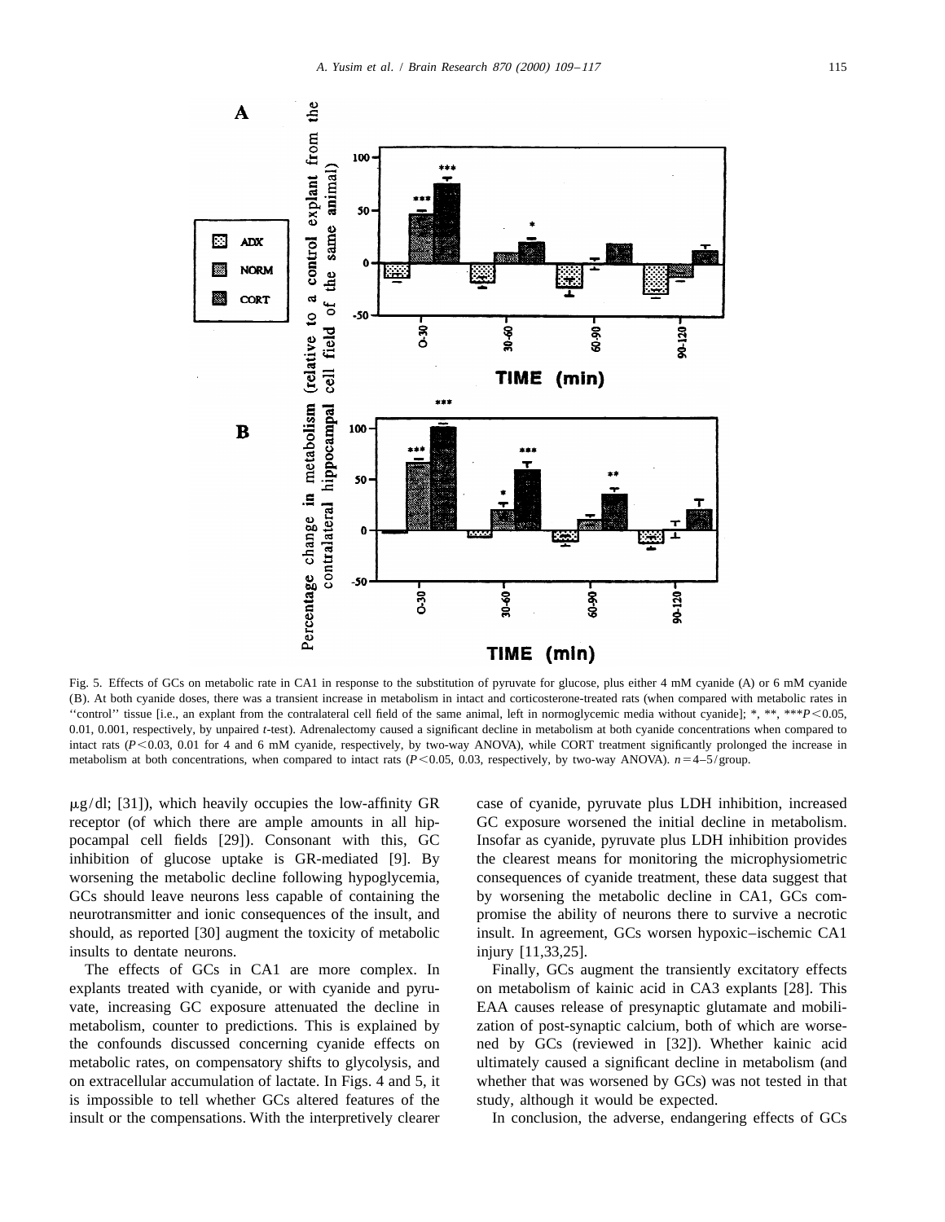Fig. 5. Effects of GCs on metabolic rate in CA1 in response to the substitution of pyruvate for glucose, plus either 4 mM cyanide (A) or 6 mM cyanide (B). At both cyanide doses, there was a transient increase in metabolism in intact and corticosterone-treated rats (when compared with metabolic rates in ''control'' tissue [i.e., an explant from the contralateral cell field of the same animal, left in normoglycemic media without cyanide]; *, **, *** $P<0.05$, 0.01, 0.001, respectively, by unpaired $t$-test). Adrenalectomy caused a significant decline in metabolism at both cyanide concentrations when compared to intact rats ($P<0.03$, 0.01 for 4 and 6 mM cyanide, respectively, by two-way ANOVA), while CORT treatment significantly prolonged the increase in metabolism at both concentrations, when compared to intact rats ($P<0.05$, 0.03, respectively, by two-way ANOVA). $n=4$–5/group.

μg/dl; [31]), which heavily occupies the low-affinity GR receptor (of which there are ample amounts in all hippocampal cell fields [29]). Consonant with this, GC inhibition of glucose uptake is GR-mediated [9]. By worsening the metabolic decline following hypoglycemia, GCs should leave neurons less capable of containing the neurotransmitter and ionic consequences of the insult, and should, as reported [30] augment the toxicity of metabolic insults to dentate neurons.

The effects of GCs in CA1 are more complex. In explants treated with cyanide, or with cyanide and pyruvate, increasing GC exposure attenuated the decline in metabolism, counter to predictions. This is explained by the confounds discussed concerning cyanide effects on metabolic rates, on compensatory shifts to glycolysis, and on extracellular accumulation of lactate. In Figs. 4 and 5, it is impossible to tell whether GCs altered features of the insult or the compensations. With the interpretively clearer case of cyanide, pyruvate plus LDH inhibition, increased GC exposure worsened the initial decline in metabolism. Insofar as cyanide, pyruvate plus LDH inhibition provides the clearest means for monitoring the microphysiometric consequences of cyanide treatment, these data suggest that by worsening the metabolic decline in CA1, GCs compromise the ability of neurons there to survive a necrotic insult. In agreement, GCs worsen hypoxic–ischemic CA1 injury [11,33,25].

Finally, GCs augment the transiently excitatory effects on metabolism of kainic acid in CA3 explants [28]. This EAA causes release of presynaptic glutamate and mobilization of post-synaptic calcium, both of which are worsened by GCs (reviewed in [32]). Whether kainic acid ultimately caused a significant decline in metabolism (and whether that was worsened by GCs) was not tested in that study, although it would be expected.

In conclusion, the adverse, endangering effects of GCs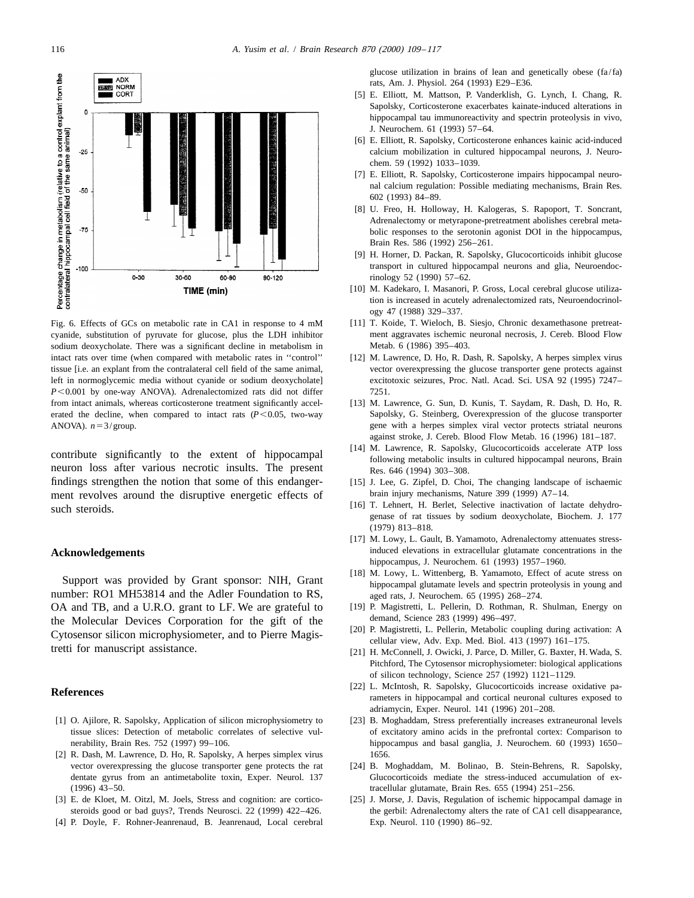Fig. 6. Effects of GCs on metabolic rate in CA1 in response to 4 mM cyanide, substitution of pyruvate for glucose, plus the LDH inhibitor sodium deoxycholate. There was a significant decline in metabolism in intact rats over time (when compared with metabolic rates in ''control'' tissue [i.e. an explant from the contralateral cell field of the same animal, left in normoglycemic media without cyanide or sodium deoxycholate] $P<0.001$ by one-way ANOVA). Adrenalectomized rats did not differ from intact animals, whereas corticosterone treatment significantly accelerated the decline, when compared to intact rats ($P<0.05$, two-way ANOVA). $n=3$/group.

contribute significantly to the extent of hippocampal neuron loss after various necrotic insults. The present findings strengthen the notion that some of this endangerment revolves around the disruptive energetic effects of such steroids.

## Acknowledgements

Support was provided by Grant sponsor: NIH, Grant number: RO1 MH53814 and the Adler Foundation to RS, OA and TB, and a U.R.O. grant to LF. We are grateful to the Molecular Devices Corporation for the gift of the Cytosensor silicon microphysiometer, and to Pierre Magistretti for manuscript assistance.

## References

[1] O. Ajilore, R. Sapolsky, Application of silicon microphysiometry to tissue slices: Detection of metabolic correlates of selective vulnerability, Brain Res. 752 (1997) 99–106.

[2] R. Dash, M. Lawrence, D. Ho, R. Sapolsky, A herpes simplex virus vector overexpressing the glucose transporter gene protects the rat dentate gyrus from an antimetabolite toxin, Exper. Neurol. 137 (1996) 43–50.

[3] E. de Kloet, M. Oitzl, M. Joels, Stress and cognition: are corticosteroids good or bad guys?, Trends Neurosci. 22 (1999) 422–426.

[4] P. Doyle, F. Rohner-Jeanrenaud, B. Jeanrenaud, Local cerebral glucose utilization in brains of lean and genetically obese (fa/fa) rats, Am. J. Physiol. 264 (1993) E29–E36.

[5] E. Elliott, M. Mattson, P. Vanderklish, G. Lynch, I. Chang, R. Sapolsky, Corticosterone exacerbates kainate-induced alterations in hippocampal tau immunoreactivity and spectrin proteolysis in vivo, J. Neurochem. 61 (1993) 57–64.

[6] E. Elliott, R. Sapolsky, Corticosterone enhances kainic acid-induced calcium mobilization in cultured hippocampal neurons, J. Neurochem. 59 (1992) 1033–1039.

[7] E. Elliott, R. Sapolsky, Corticosterone impairs hippocampal neuronal calcium regulation: Possible mediating mechanisms, Brain Res. 602 (1993) 84–89.

[8] U. Freo, H. Holloway, H. Kalogeras, S. Rapoport, T. Soncrant, Adrenalectomy or metyrapone-pretreatment abolishes cerebral metabolic responses to the serotonin agonist DOI in the hippocampus, Brain Res. 586 (1992) 256–261.

[9] H. Horner, D. Packan, R. Sapolsky, Glucocorticoids inhibit glucose transport in cultured hippocampal neurons and glia, Neuroendocrinology 52 (1990) 57–62.

[10] M. Kadekaro, I. Masanori, P. Gross, Local cerebral glucose utilization is increased in acutely adrenalectomized rats, Neuroendocrinology 47 (1988) 329–337.

[11] T. Koide, T. Wieloch, B. Siesjo, Chronic dexamethasone pretreatment aggravates ischemic neuronal necrosis, J. Cereb. Blood Flow Metab. 6 (1986) 395–403.

[12] M. Lawrence, D. Ho, R. Dash, R. Sapolsky, A herpes simplex virus vector overexpressing the glucose transporter gene protects against excitotoxic seizures, Proc. Natl. Acad. Sci. USA 92 (1995) 7247–7251.

[13] M. Lawrence, G. Sun, D. Kunis, T. Saydam, R. Dash, D. Ho, R. Sapolsky, G. Steinberg, Overexpression of the glucose transporter gene with a herpes simplex viral vector protects striatal neurons against stroke, J. Cereb. Blood Flow Metab. 16 (1996) 181–187.

[14] M. Lawrence, R. Sapolsky, Glucocorticoids accelerate ATP loss following metabolic insults in cultured hippocampal neurons, Brain Res. 646 (1994) 303–308.

[15] J. Lee, G. Zipfel, D. Choi, The changing landscape of ischaemic brain injury mechanisms, Nature 399 (1999) A7–14.

[16] T. Lehnert, H. Berlet, Selective inactivation of lactate dehydrogenase of rat tissues by sodium deoxycholate, Biochem. J. 177 (1979) 813–818.

[17] M. Lowy, L. Gault, B. Yamamoto, Adrenalectomy attenuates stress-induced elevations in extracellular glutamate concentrations in the hippocampus, J. Neurochem. 61 (1993) 1957–1960.

[18] M. Lowy, L. Wittenberg, B. Yamamoto, Effect of acute stress on hippocampal glutamate levels and spectrin proteolysis in young and aged rats, J. Neurochem. 65 (1995) 268–274.

[19] P. Magistretti, L. Pellerin, D. Rothman, R. Shulman, Energy on demand, Science 283 (1999) 496–497.

[20] P. Magistretti, L. Pellerin, Metabolic coupling during activation: A cellular view, Adv. Exp. Med. Biol. 413 (1997) 161–175.

[21] H. McConnell, J. Owicki, J. Parce, D. Miller, G. Baxter, H. Wada, S. Pitchford, The Cytosensor microphysiometer: biological applications of silicon technology, Science 257 (1992) 1121–1129.

[22] L. McIntosh, R. Sapolsky, Glucocorticoids increase oxidative parameters in hippocampal and cortical neuronal cultures exposed to adriamycin, Exper. Neurol. 141 (1996) 201–208.

[23] B. Moghaddam, Stress preferentially increases extraneuronal levels of excitatory amino acids in the prefrontal cortex: Comparison to hippocampus and basal ganglia, J. Neurochem. 60 (1993) 1650–1656.

[24] B. Moghaddam, M. Bolinao, B. Stein-Behrens, R. Sapolsky, Glucocorticoids mediate the stress-induced accumulation of extracellular glutamate, Brain Res. 655 (1994) 251–256.

[25] J. Morse, J. Davis, Regulation of ischemic hippocampal damage in the gerbil: Adrenalectomy alters the rate of CA1 cell disappearance, Exp. Neurol. 110 (1990) 86–92.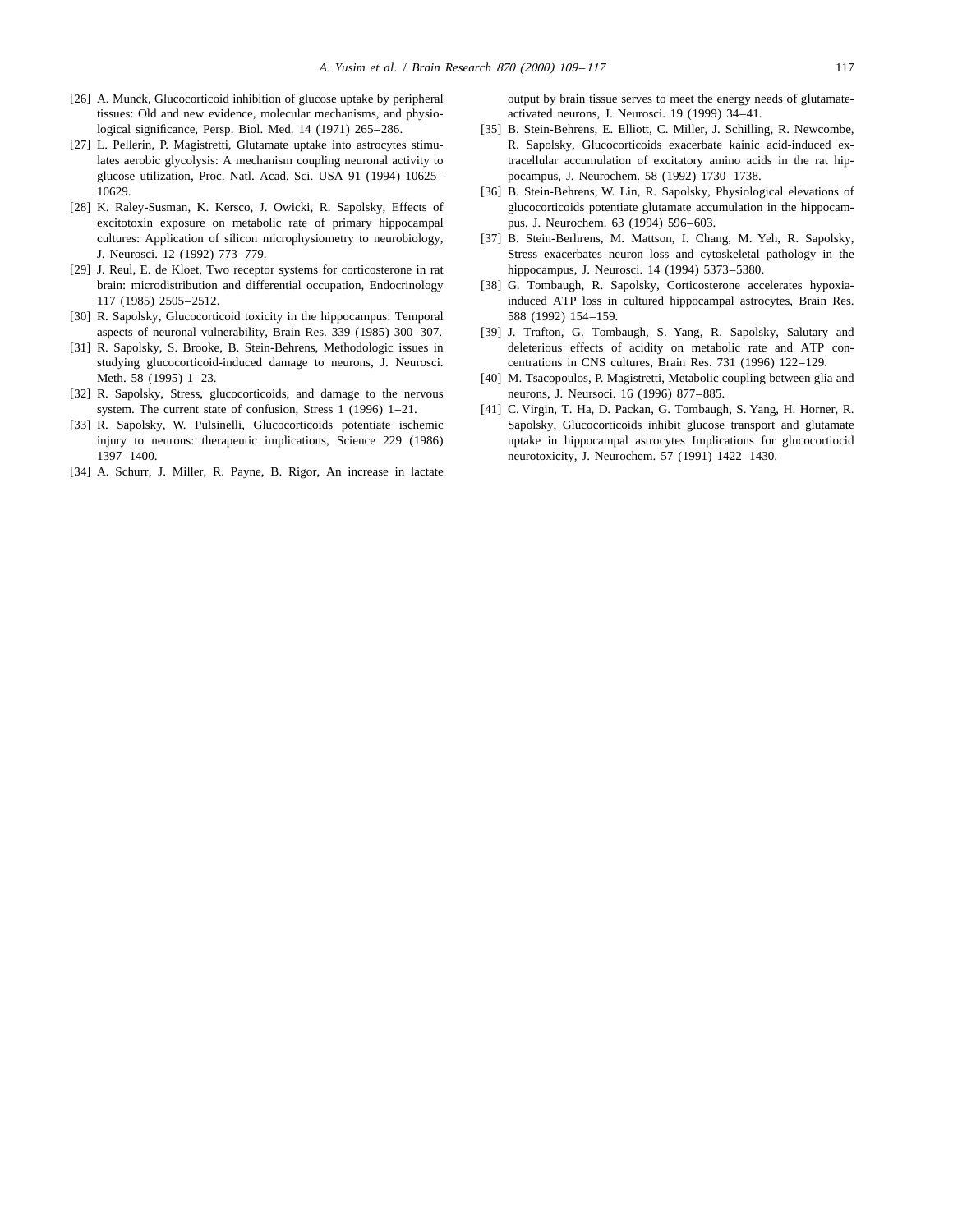[26] A. Munck, Glucocorticoid inhibition of glucose uptake by peripheral tissues: Old and new evidence, molecular mechanisms, and physiological significance, Persp. Biol. Med. 14 (1971) 265–286.

[27] L. Pellerin, P. Magistretti, Glutamate uptake into astrocytes stimulates aerobic glycolysis: A mechanism coupling neuronal activity to glucose utilization, Proc. Natl. Acad. Sci. USA 91 (1994) 10625–10629.

[28] K. Raley-Susman, K. Kersco, J. Owicki, R. Sapolsky, Effects of excitotoxin exposure on metabolic rate of primary hippocampal cultures: Application of silicon microphysiometry to neurobiology, J. Neurosci. 12 (1992) 773–779.

[29] J. Reul, E. de Kloet, Two receptor systems for corticosterone in rat brain: microdistribution and differential occupation, Endocrinology 117 (1985) 2505–2512.

[30] R. Sapolsky, Glucocorticoid toxicity in the hippocampus: Temporal aspects of neuronal vulnerability, Brain Res. 339 (1985) 300–307.

[31] R. Sapolsky, S. Brooke, B. Stein-Behrens, Methodologic issues in studying glucocorticoid-induced damage to neurons, J. Neurosci. Meth. 58 (1995) 1–23.

[32] R. Sapolsky, Stress, glucocorticoids, and damage to the nervous system. The current state of confusion, Stress 1 (1996) 1–21.

[33] R. Sapolsky, W. Pulsinelli, Glucocorticoids potentiate ischemic injury to neurons: therapeutic implications, Science 229 (1986) 1397–1400.

[34] A. Schurr, J. Miller, R. Payne, B. Rigor, An increase in lactate output by brain tissue serves to meet the energy needs of glutamate-activated neurons, J. Neurosci. 19 (1999) 34–41.

[35] B. Stein-Behrens, E. Elliott, C. Miller, J. Schilling, R. Newcombe, R. Sapolsky, Glucocorticoids exacerbate kainic acid-induced extracellular accumulation of excitatory amino acids in the rat hippocampus, J. Neurochem. 58 (1992) 1730–1738.

[36] B. Stein-Behrens, W. Lin, R. Sapolsky, Physiological elevations of glucocorticoids potentiate glutamate accumulation in the hippocampus, J. Neurochem. 63 (1994) 596–603.

[37] B. Stein-Berhrens, M. Mattson, I. Chang, M. Yeh, R. Sapolsky, Stress exacerbates neuron loss and cytoskeletal pathology in the hippocampus, J. Neurosci. 14 (1994) 5373–5380.

[38] G. Tombaugh, R. Sapolsky, Corticosterone accelerates hypoxia-induced ATP loss in cultured hippocampal astrocytes, Brain Res. 588 (1992) 154–159.

[39] J. Trafton, G. Tombaugh, S. Yang, R. Sapolsky, Salutary and deleterious effects of acidity on metabolic rate and ATP concentrations in CNS cultures, Brain Res. 731 (1996) 122–129.

[40] M. Tsacopoulos, P. Magistretti, Metabolic coupling between glia and neurons, J. Neursoci. 16 (1996) 877–885.

[41] C. Virgin, T. Ha, D. Packan, G. Tombaugh, S. Yang, H. Horner, R. Sapolsky, Glucocorticoids inhibit glucose transport and glutamate uptake in hippocampal astrocytes Implications for glucocortiocid neurotoxicity, J. Neurochem. 57 (1991) 1422–1430.